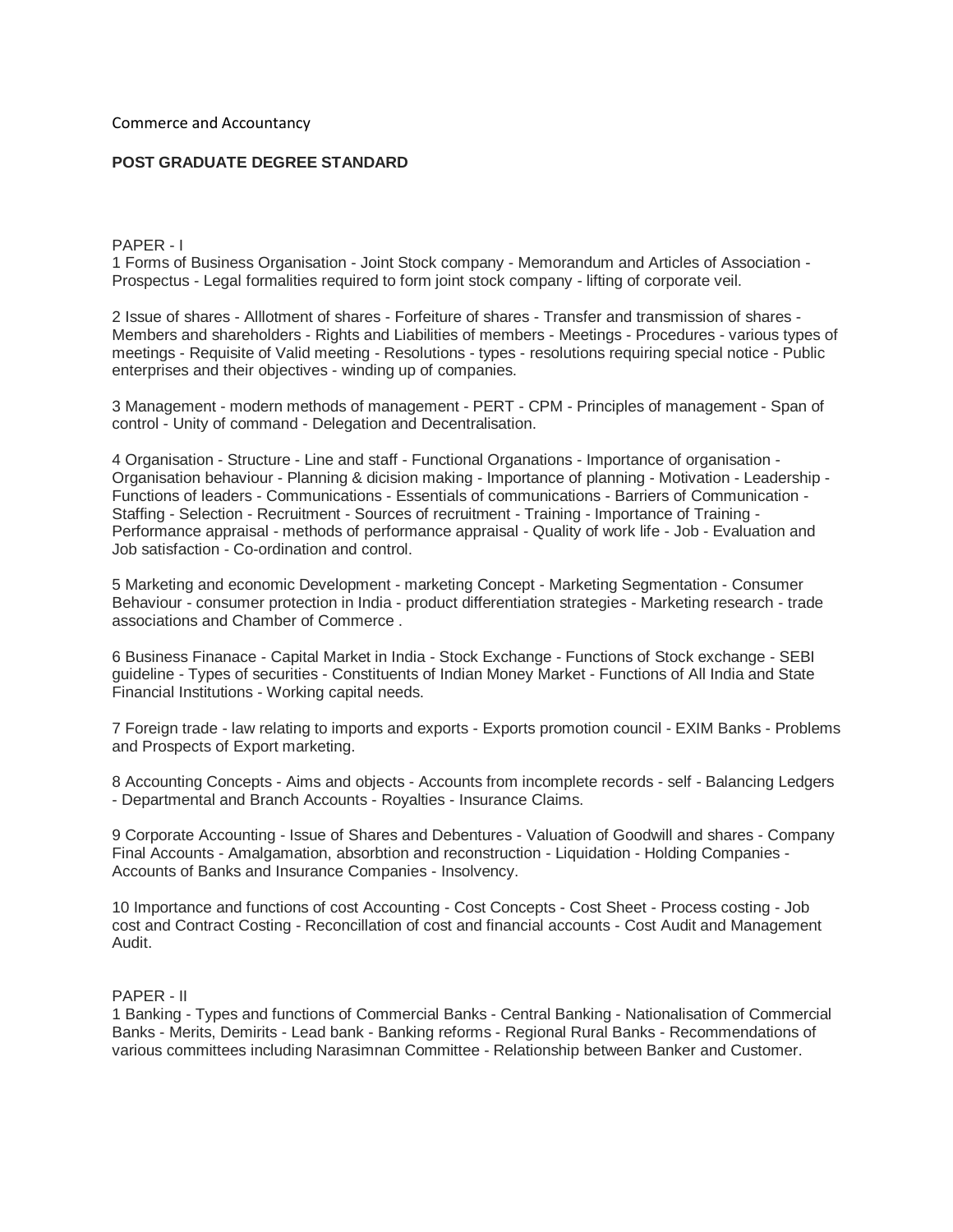Commerce and Accountancy

**POST GRADUATE DEGREE STANDARD**

PAPER - I

1 Forms of Business Organisation - Joint Stock company - Memorandum and Articles of Association - Prospectus - Legal formalities required to form joint stock company - lifting of corporate veil.

2 Issue of shares - Alllotment of shares - Forfeiture of shares - Transfer and transmission of shares - Members and shareholders - Rights and Liabilities of members - Meetings - Procedures - various types of meetings - Requisite of Valid meeting - Resolutions - types - resolutions requiring special notice - Public enterprises and their objectives - winding up of companies.

3 Management - modern methods of management - PERT - CPM - Principles of management - Span of control - Unity of command - Delegation and Decentralisation.

4 Organisation - Structure - Line and staff - Functional Organations - Importance of organisation - Organisation behaviour - Planning & dicision making - Importance of planning - Motivation - Leadership - Functions of leaders - Communications - Essentials of communications - Barriers of Communication - Staffing - Selection - Recruitment - Sources of recruitment - Training - Importance of Training - Performance appraisal - methods of performance appraisal - Quality of work life - Job - Evaluation and Job satisfaction - Co-ordination and control.

5 Marketing and economic Development - marketing Concept - Marketing Segmentation - Consumer Behaviour - consumer protection in India - product differentiation strategies - Marketing research - trade associations and Chamber of Commerce .

6 Business Finanace - Capital Market in India - Stock Exchange - Functions of Stock exchange - SEBI guideline - Types of securities - Constituents of Indian Money Market - Functions of All India and State Financial Institutions - Working capital needs.

7 Foreign trade - law relating to imports and exports - Exports promotion council - EXIM Banks - Problems and Prospects of Export marketing.

8 Accounting Concepts - Aims and objects - Accounts from incomplete records - self - Balancing Ledgers - Departmental and Branch Accounts - Royalties - Insurance Claims.

9 Corporate Accounting - Issue of Shares and Debentures - Valuation of Goodwill and shares - Company Final Accounts - Amalgamation, absorbtion and reconstruction - Liquidation - Holding Companies - Accounts of Banks and Insurance Companies - Insolvency.

10 Importance and functions of cost Accounting - Cost Concepts - Cost Sheet - Process costing - Job cost and Contract Costing - Reconcillation of cost and financial accounts - Cost Audit and Management Audit.

PAPER - II

1 Banking - Types and functions of Commercial Banks - Central Banking - Nationalisation of Commercial Banks - Merits, Demirits - Lead bank - Banking reforms - Regional Rural Banks - Recommendations of various committees including Narasimnan Committee - Relationship between Banker and Customer.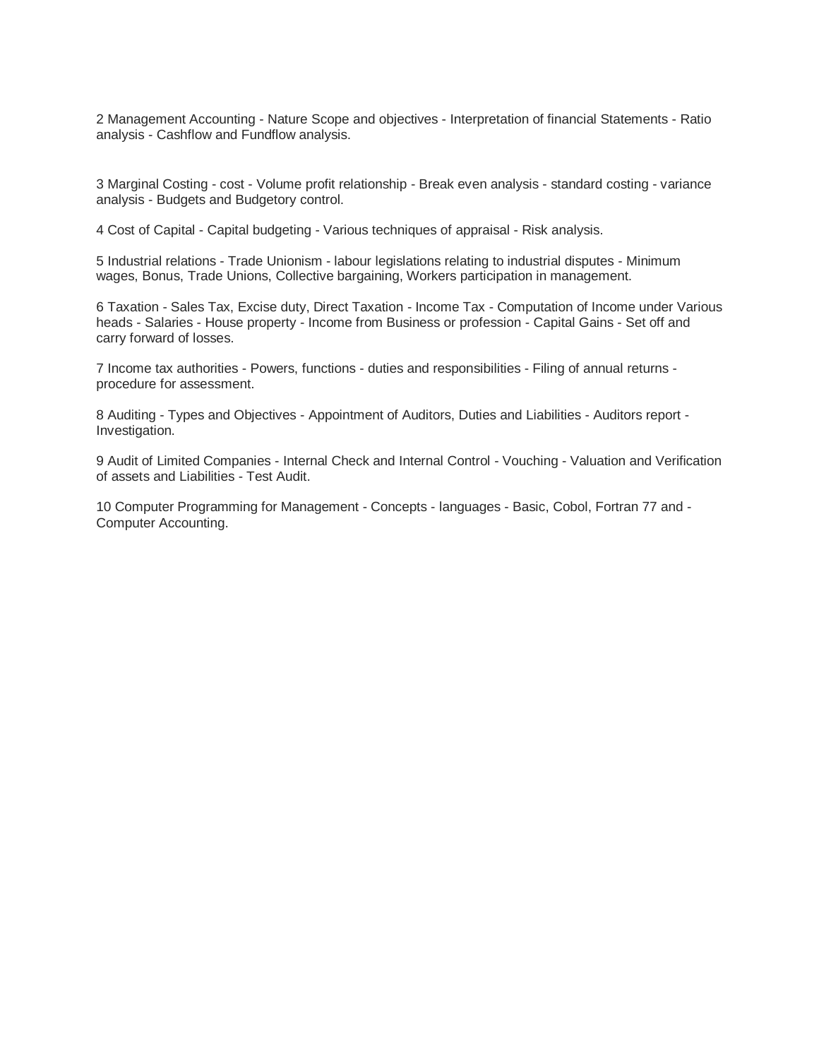2 Management Accounting - Nature Scope and objectives - Interpretation of financial Statements - Ratio analysis - Cashflow and Fundflow analysis.

3 Marginal Costing - cost - Volume profit relationship - Break even analysis - standard costing - variance analysis - Budgets and Budgetory control.

4 Cost of Capital - Capital budgeting - Various techniques of appraisal - Risk analysis.

5 Industrial relations - Trade Unionism - labour legislations relating to industrial disputes - Minimum wages, Bonus, Trade Unions, Collective bargaining, Workers participation in management.

6 Taxation - Sales Tax, Excise duty, Direct Taxation - Income Tax - Computation of Income under Various heads - Salaries - House property - Income from Business or profession - Capital Gains - Set off and carry forward of losses.

7 Income tax authorities - Powers, functions - duties and responsibilities - Filing of annual returns - procedure for assessment.

8 Auditing - Types and Objectives - Appointment of Auditors, Duties and Liabilities - Auditors report - Investigation.

9 Audit of Limited Companies - Internal Check and Internal Control - Vouching - Valuation and Verification of assets and Liabilities - Test Audit.

10 Computer Programming for Management - Concepts - languages - Basic, Cobol, Fortran 77 and - Computer Accounting.